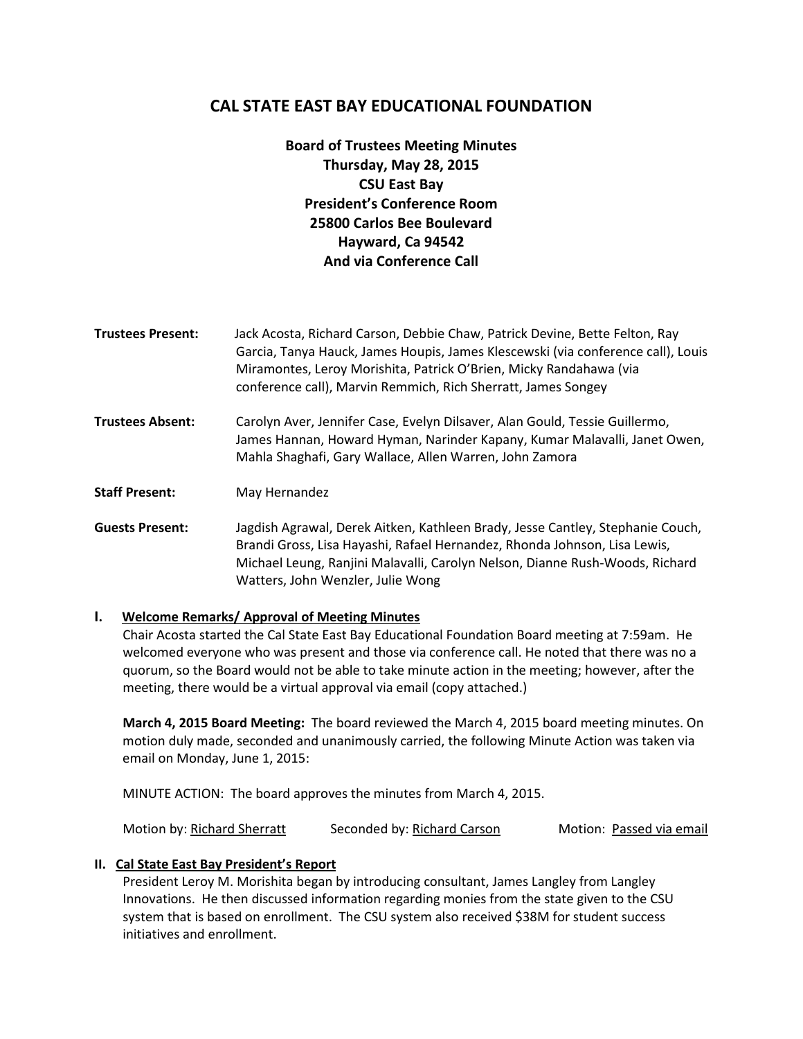# CAL STATE EAST BAY EDUCATIONAL FOUNDATION

**Board of Trustees Meeting Minutes**
**Thursday, May 28, 2015**
**CSU East Bay**
**President's Conference Room**
**25800 Carlos Bee Boulevard**
**Hayward, Ca 94542**
**And via Conference Call**

**Trustees Present:** Jack Acosta, Richard Carson, Debbie Chaw, Patrick Devine, Bette Felton, Ray Garcia, Tanya Hauck, James Houpis, James Klescewski (via conference call), Louis Miramontes, Leroy Morishita, Patrick O'Brien, Micky Randahawa (via conference call), Marvin Remmich, Rich Sherratt, James Songey

**Trustees Absent:** Carolyn Aver, Jennifer Case, Evelyn Dilsaver, Alan Gould, Tessie Guillermo, James Hannan, Howard Hyman, Narinder Kapany, Kumar Malavalli, Janet Owen, Mahla Shaghafi, Gary Wallace, Allen Warren, John Zamora

**Staff Present:** May Hernandez

**Guests Present:** Jagdish Agrawal, Derek Aitken, Kathleen Brady, Jesse Cantley, Stephanie Couch, Brandi Gross, Lisa Hayashi, Rafael Hernandez, Rhonda Johnson, Lisa Lewis, Michael Leung, Ranjini Malavalli, Carolyn Nelson, Dianne Rush-Woods, Richard Watters, John Wenzler, Julie Wong

## I. Welcome Remarks/ Approval of Meeting Minutes

Chair Acosta started the Cal State East Bay Educational Foundation Board meeting at 7:59am. He welcomed everyone who was present and those via conference call. He noted that there was no a quorum, so the Board would not be able to take minute action in the meeting; however, after the meeting, there would be a virtual approval via email (copy attached.)

**March 4, 2015 Board Meeting:** The board reviewed the March 4, 2015 board meeting minutes. On motion duly made, seconded and unanimously carried, the following Minute Action was taken via email on Monday, June 1, 2015:

MINUTE ACTION: The board approves the minutes from March 4, 2015.

Motion by: Richard Sherratt Seconded by: Richard Carson Motion: Passed via email

## II. Cal State East Bay President's Report

President Leroy M. Morishita began by introducing consultant, James Langley from Langley Innovations. He then discussed information regarding monies from the state given to the CSU system that is based on enrollment. The CSU system also received $38M for student success initiatives and enrollment.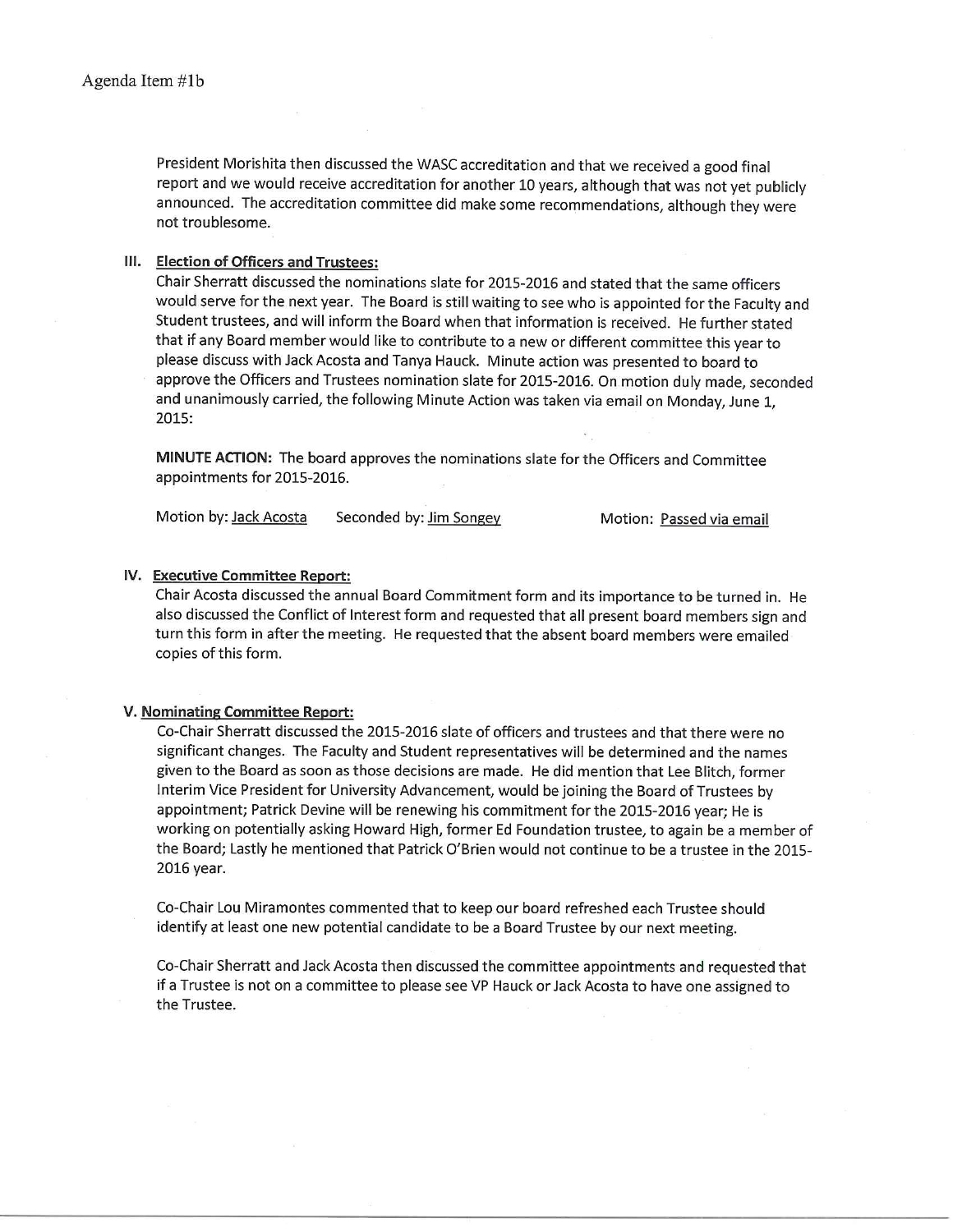Agenda Item #1b

President Morishita then discussed the WASC accreditation and that we received a good final report and we would receive accreditation for another 10 years, although that was not yet publicly announced. The accreditation committee did make some recommendations, although they were not troublesome.

## III. Election of Officers and Trustees:

Chair Sherratt discussed the nominations slate for 2015-2016 and stated that the same officers would serve for the next year. The Board is still waiting to see who is appointed for the Faculty and Student trustees, and will inform the Board when that information is received. He further stated that if any Board member would like to contribute to a new or different committee this year to please discuss with Jack Acosta and Tanya Hauck. Minute action was presented to board to approve the Officers and Trustees nomination slate for 2015-2016. On motion duly made, seconded and unanimously carried, the following Minute Action was taken via email on Monday, June 1, 2015:

**MINUTE ACTION:** The board approves the nominations slate for the Officers and Committee appointments for 2015-2016.

Motion by: Jack Acosta Seconded by: Jim Songey Motion: Passed via email

## IV. Executive Committee Report:

Chair Acosta discussed the annual Board Commitment form and its importance to be turned in. He also discussed the Conflict of Interest form and requested that all present board members sign and turn this form in after the meeting. He requested that the absent board members were emailed copies of this form.

## V. Nominating Committee Report:

Co-Chair Sherratt discussed the 2015-2016 slate of officers and trustees and that there were no significant changes. The Faculty and Student representatives will be determined and the names given to the Board as soon as those decisions are made. He did mention that Lee Blitch, former Interim Vice President for University Advancement, would be joining the Board of Trustees by appointment; Patrick Devine will be renewing his commitment for the 2015-2016 year; He is working on potentially asking Howard High, former Ed Foundation trustee, to again be a member of the Board; Lastly he mentioned that Patrick O'Brien would not continue to be a trustee in the 2015-2016 year.

Co-Chair Lou Miramontes commented that to keep our board refreshed each Trustee should identify at least one new potential candidate to be a Board Trustee by our next meeting.

Co-Chair Sherratt and Jack Acosta then discussed the committee appointments and requested that if a Trustee is not on a committee to please see VP Hauck or Jack Acosta to have one assigned to the Trustee.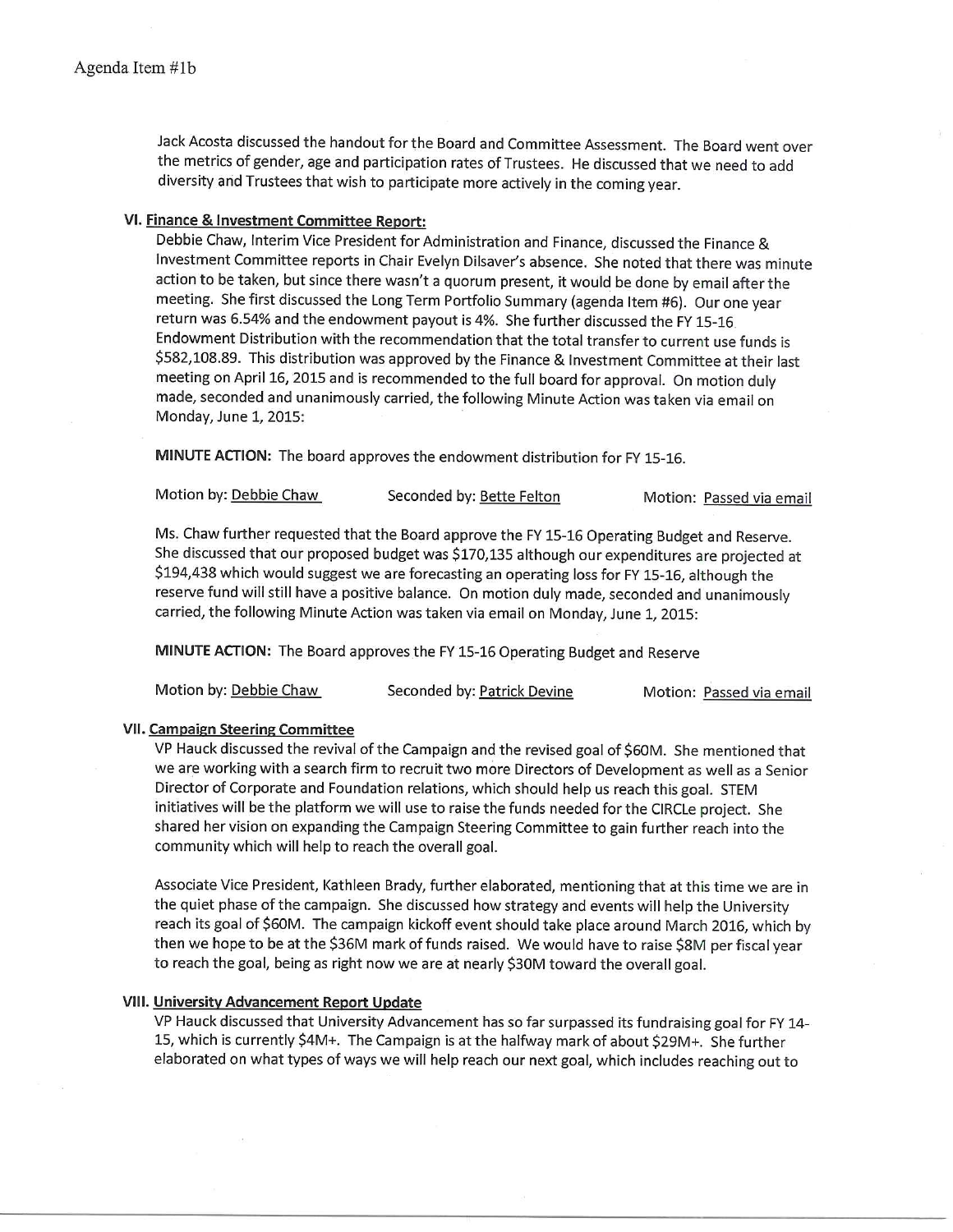Jack Acosta discussed the handout for the Board and Committee Assessment. The Board went over the metrics of gender, age and participation rates of Trustees. He discussed that we need to add diversity and Trustees that wish to participate more actively in the coming year.

**VI. Finance & Investment Committee Report:**

Debbie Chaw, Interim Vice President for Administration and Finance, discussed the Finance & Investment Committee reports in Chair Evelyn Dilsaver's absence. She noted that there was minute action to be taken, but since there wasn't a quorum present, it would be done by email after the meeting. She first discussed the Long Term Portfolio Summary (agenda Item #6). Our one year return was 6.54% and the endowment payout is 4%. She further discussed the FY 15-16 Endowment Distribution with the recommendation that the total transfer to current use funds is $582,108.89. This distribution was approved by the Finance & Investment Committee at their last meeting on April 16, 2015 and is recommended to the full board for approval. On motion duly made, seconded and unanimously carried, the following Minute Action was taken via email on Monday, June 1, 2015:

**MINUTE ACTION:** The board approves the endowment distribution for FY 15-16.

Motion by: Debbie Chaw    Seconded by: Bette Felton    Motion: Passed via email

Ms. Chaw further requested that the Board approve the FY 15-16 Operating Budget and Reserve. She discussed that our proposed budget was $170,135 although our expenditures are projected at $194,438 which would suggest we are forecasting an operating loss for FY 15-16, although the reserve fund will still have a positive balance. On motion duly made, seconded and unanimously carried, the following Minute Action was taken via email on Monday, June 1, 2015:

**MINUTE ACTION:** The Board approves the FY 15-16 Operating Budget and Reserve

Motion by: Debbie Chaw    Seconded by: Patrick Devine    Motion: Passed via email

**VII. Campaign Steering Committee**

VP Hauck discussed the revival of the Campaign and the revised goal of $60M. She mentioned that we are working with a search firm to recruit two more Directors of Development as well as a Senior Director of Corporate and Foundation relations, which should help us reach this goal. STEM initiatives will be the platform we will use to raise the funds needed for the CIRCLe project. She shared her vision on expanding the Campaign Steering Committee to gain further reach into the community which will help to reach the overall goal.

Associate Vice President, Kathleen Brady, further elaborated, mentioning that at this time we are in the quiet phase of the campaign. She discussed how strategy and events will help the University reach its goal of $60M. The campaign kickoff event should take place around March 2016, which by then we hope to be at the $36M mark of funds raised. We would have to raise $8M per fiscal year to reach the goal, being as right now we are at nearly $30M toward the overall goal.

**VIII. University Advancement Report Update**

VP Hauck discussed that University Advancement has so far surpassed its fundraising goal for FY 14-15, which is currently $4M+. The Campaign is at the halfway mark of about $29M+. She further elaborated on what types of ways we will help reach our next goal, which includes reaching out to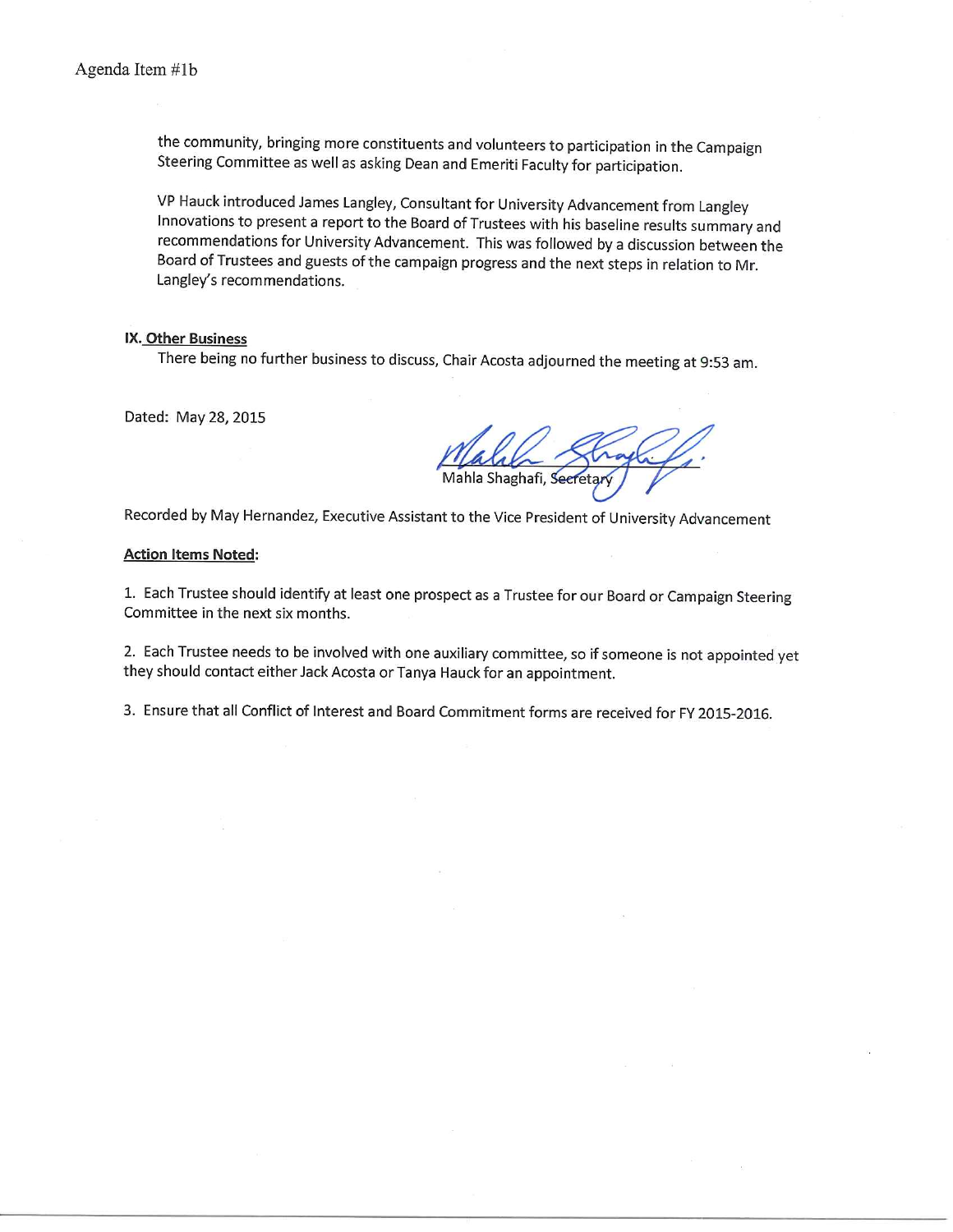the community, bringing more constituents and volunteers to participation in the Campaign Steering Committee as well as asking Dean and Emeriti Faculty for participation.

VP Hauck introduced James Langley, Consultant for University Advancement from Langley Innovations to present a report to the Board of Trustees with his baseline results summary and recommendations for University Advancement. This was followed by a discussion between the Board of Trustees and guests of the campaign progress and the next steps in relation to Mr. Langley's recommendations.

**IX. Other Business**

There being no further business to discuss, Chair Acosta adjourned the meeting at 9:53 am.

Dated: May 28, 2015

Mahla Shaghafi, Secretary

Recorded by May Hernandez, Executive Assistant to the Vice President of University Advancement

**Action Items Noted:**

1. Each Trustee should identify at least one prospect as a Trustee for our Board or Campaign Steering Committee in the next six months.

2. Each Trustee needs to be involved with one auxiliary committee, so if someone is not appointed yet they should contact either Jack Acosta or Tanya Hauck for an appointment.

3. Ensure that all Conflict of Interest and Board Commitment forms are received for FY 2015-2016.